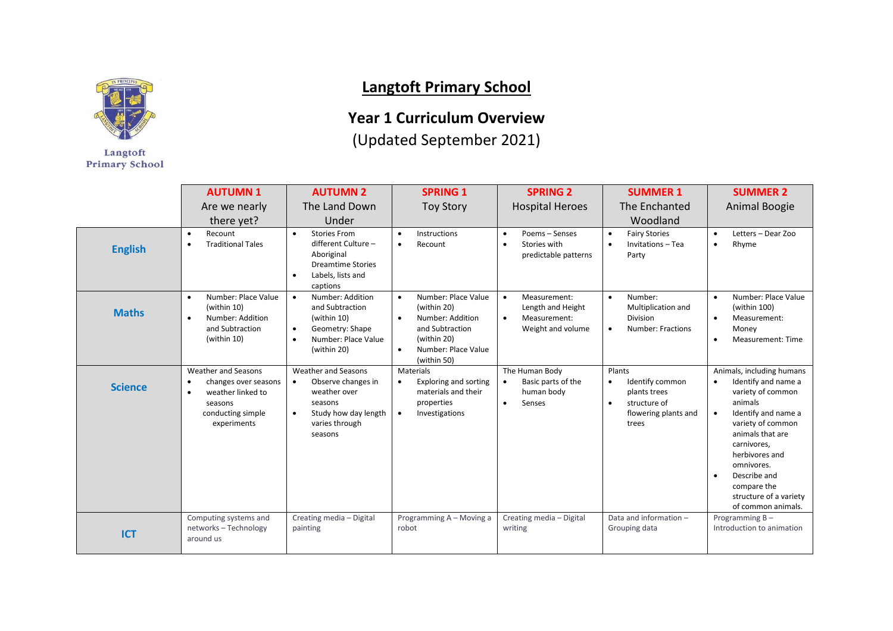Langtoft Primary School

# Langtoft Primary School

## Year 1 Curriculum Overview

(Updated September 2021)

| | AUTUMN 1<br>Are we nearly there yet? | AUTUMN 2<br>The Land Down Under | SPRING 1<br>Toy Story | SPRING 2<br>Hospital Heroes | SUMMER 1<br>The Enchanted Woodland | SUMMER 2<br>Animal Boogie |
|---|---|---|---|---|---|---|
| **English** | • Recount<br>• Traditional Tales | • Stories From different Culture – Aboriginal Dreamtime Stories<br>• Labels, lists and captions | • Instructions<br>• Recount | • Poems – Senses<br>• Stories with predictable patterns | • Fairy Stories<br>• Invitations – Tea Party | • Letters – Dear Zoo<br>• Rhyme |
| **Maths** | • Number: Place Value (within 10)<br>• Number: Addition and Subtraction (within 10) | • Number: Addition and Subtraction (within 10)<br>• Geometry: Shape<br>• Number: Place Value (within 20) | • Number: Place Value (within 20)<br>• Number: Addition and Subtraction (within 20)<br>• Number: Place Value (within 50) | • Measurement: Length and Height<br>• Measurement: Weight and volume | • Number: Multiplication and Division<br>• Number: Fractions | • Number: Place Value (within 100)<br>• Measurement: Money<br>• Measurement: Time |
| **Science** | Weather and Seasons<br>• changes over seasons<br>• weather linked to seasons<br>conducting simple experiments | Weather and Seasons<br>• Observe changes in weather over seasons<br>• Study how day length varies through seasons | Materials<br>• Exploring and sorting materials and their properties<br>• Investigations | The Human Body<br>• Basic parts of the human body<br>• Senses | Plants<br>• Identify common plants trees<br>• structure of flowering plants and trees | Animals, including humans<br>• Identify and name a variety of common animals<br>• Identify and name a variety of common animals that are carnivores, herbivores and omnivores.<br>• Describe and compare the structure of a variety of common animals. |
| **ICT** | Computing systems and networks – Technology around us | Creating media – Digital painting | Programming A – Moving a robot | Creating media – Digital writing | Data and information – Grouping data | Programming B – Introduction to animation |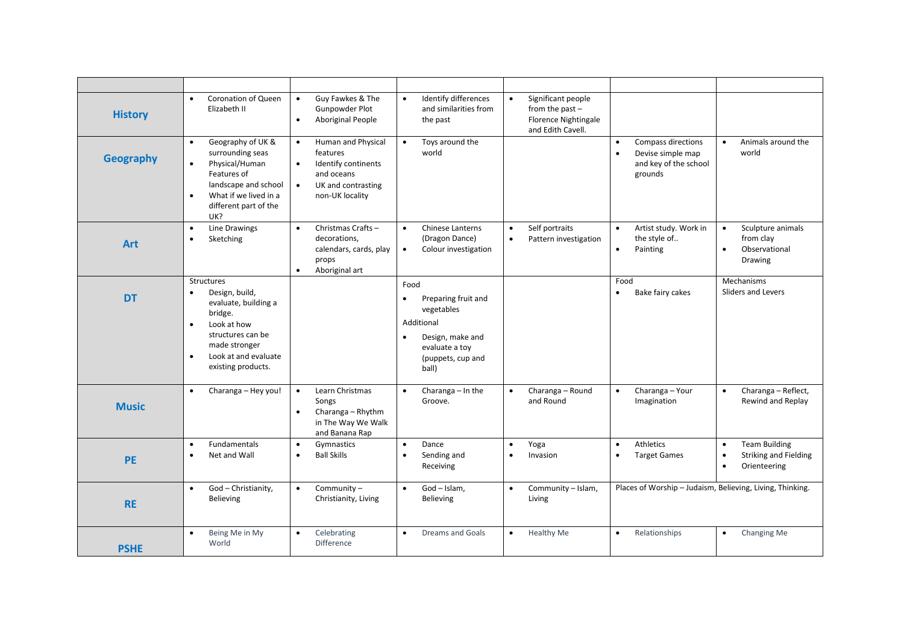| | | | | | | |
|---|---|---|---|---|---|---|
| **History** | • Coronation of Queen Elizabeth II | • Guy Fawkes & The Gunpowder Plot<br>• Aboriginal People | • Identify differences and similarities from the past | • Significant people from the past – Florence Nightingale and Edith Cavell. | | |
| **Geography** | • Geography of UK & surrounding seas<br>• Physical/Human Features of landscape and school<br>• What if we lived in a different part of the UK? | • Human and Physical features<br>• Identify continents and oceans<br>• UK and contrasting non-UK locality | • Toys around the world | | • Compass directions<br>• Devise simple map and key of the school grounds | • Animals around the world |
| **Art** | • Line Drawings<br>• Sketching | • Christmas Crafts – decorations, calendars, cards, play props<br>• Aboriginal art | • Chinese Lanterns (Dragon Dance)<br>• Colour investigation | • Self portraits<br>• Pattern investigation | • Artist study. Work in the style of..<br>• Painting | • Sculpture animals from clay<br>• Observational Drawing |
| **DT** | Structures<br>• Design, build, evaluate, building a bridge.<br>• Look at how structures can be made stronger<br>• Look at and evaluate existing products. | | Food<br>• Preparing fruit and vegetables<br>Additional<br>• Design, make and evaluate a toy (puppets, cup and ball) | | Food<br>• Bake fairy cakes | Mechanisms<br>Sliders and Levers |
| **Music** | • Charanga – Hey you! | • Learn Christmas Songs<br>• Charanga – Rhythm in The Way We Walk and Banana Rap | • Charanga – In the Groove. | • Charanga – Round and Round | • Charanga – Your Imagination | • Charanga – Reflect, Rewind and Replay |
| **PE** | • Fundamentals<br>• Net and Wall | • Gymnastics<br>• Ball Skills | • Dance<br>• Sending and Receiving | • Yoga<br>• Invasion | • Athletics<br>• Target Games | • Team Building<br>• Striking and Fielding<br>• Orienteering |
| **RE** | • God – Christianity, Believing | • Community – Christianity, Living | • God – Islam, Believing | • Community – Islam, Living | Places of Worship – Judaism, Believing, Living, Thinking. | |
| **PSHE** | • Being Me in My World | • Celebrating Difference | • Dreams and Goals | • Healthy Me | • Relationships | • Changing Me |